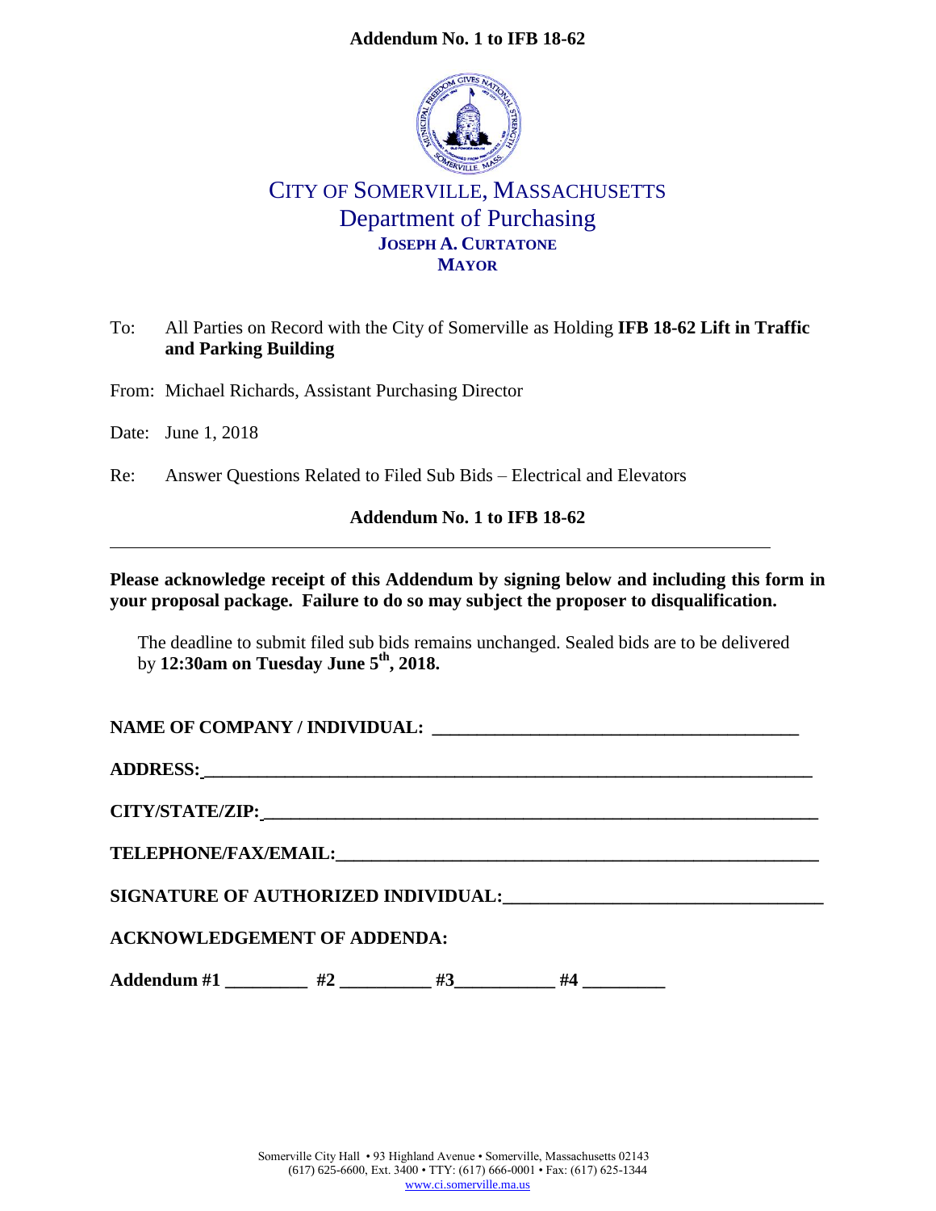# Addendum No. 1 to IFB 18-62

CITY OF SOMERVILLE, MASSACHUSETTS
Department of Purchasing
**JOSEPH A. CURTATONE**
**MAYOR**

To: All Parties on Record with the City of Somerville as Holding **IFB 18-62 Lift in Traffic and Parking Building**

From: Michael Richards, Assistant Purchasing Director

Date: June 1, 2018

Re: Answer Questions Related to Filed Sub Bids – Electrical and Elevators

**Addendum No. 1 to IFB 18-62**

---

**Please acknowledge receipt of this Addendum by signing below and including this form in your proposal package. Failure to do so may subject the proposer to disqualification.**

The deadline to submit filed sub bids remains unchanged. Sealed bids are to be delivered by **12:30am on Tuesday June 5th, 2018.**

**NAME OF COMPANY / INDIVIDUAL:** ________________________________________

**ADDRESS:** ____________________________________________________________

**CITY/STATE/ZIP:** _______________________________________________________

**TELEPHONE/FAX/EMAIL:** _________________________________________________

**SIGNATURE OF AUTHORIZED INDIVIDUAL:** ___________________________________

**ACKNOWLEDGEMENT OF ADDENDA:**

**Addendum #1** _________ **#2** __________ **#3**___________ **#4** _________

Somerville City Hall • 93 Highland Avenue • Somerville, Massachusetts 02143
(617) 625-6600, Ext. 3400 • TTY: (617) 666-0001 • Fax: (617) 625-1344
www.ci.somerville.ma.us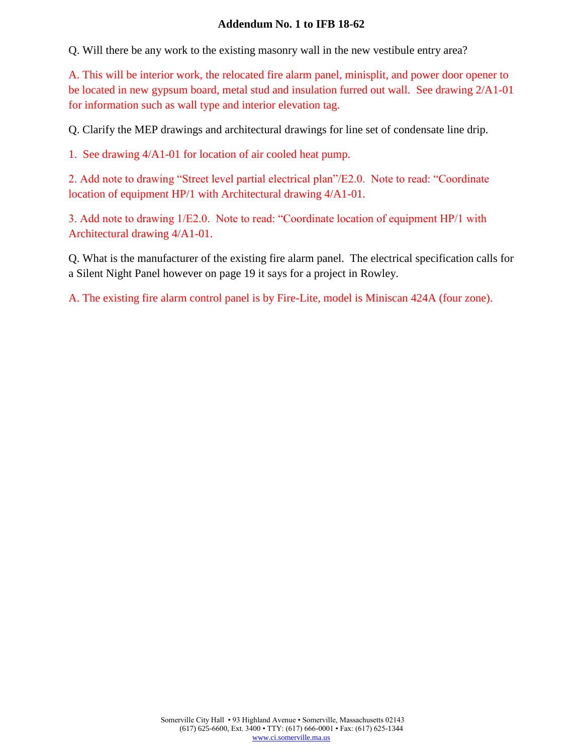## Addendum No. 1 to IFB 18-62

Q. Will there be any work to the existing masonry wall in the new vestibule entry area?

A. This will be interior work, the relocated fire alarm panel, minisplit, and power door opener to be located in new gypsum board, metal stud and insulation furred out wall. See drawing 2/A1-01 for information such as wall type and interior elevation tag.

Q. Clarify the MEP drawings and architectural drawings for line set of condensate line drip.

1. See drawing 4/A1-01 for location of air cooled heat pump.

2. Add note to drawing "Street level partial electrical plan"/E2.0. Note to read: "Coordinate location of equipment HP/1 with Architectural drawing 4/A1-01.

3. Add note to drawing 1/E2.0. Note to read: "Coordinate location of equipment HP/1 with Architectural drawing 4/A1-01.

Q. What is the manufacturer of the existing fire alarm panel. The electrical specification calls for a Silent Night Panel however on page 19 it says for a project in Rowley.

A. The existing fire alarm control panel is by Fire-Lite, model is Miniscan 424A (four zone).